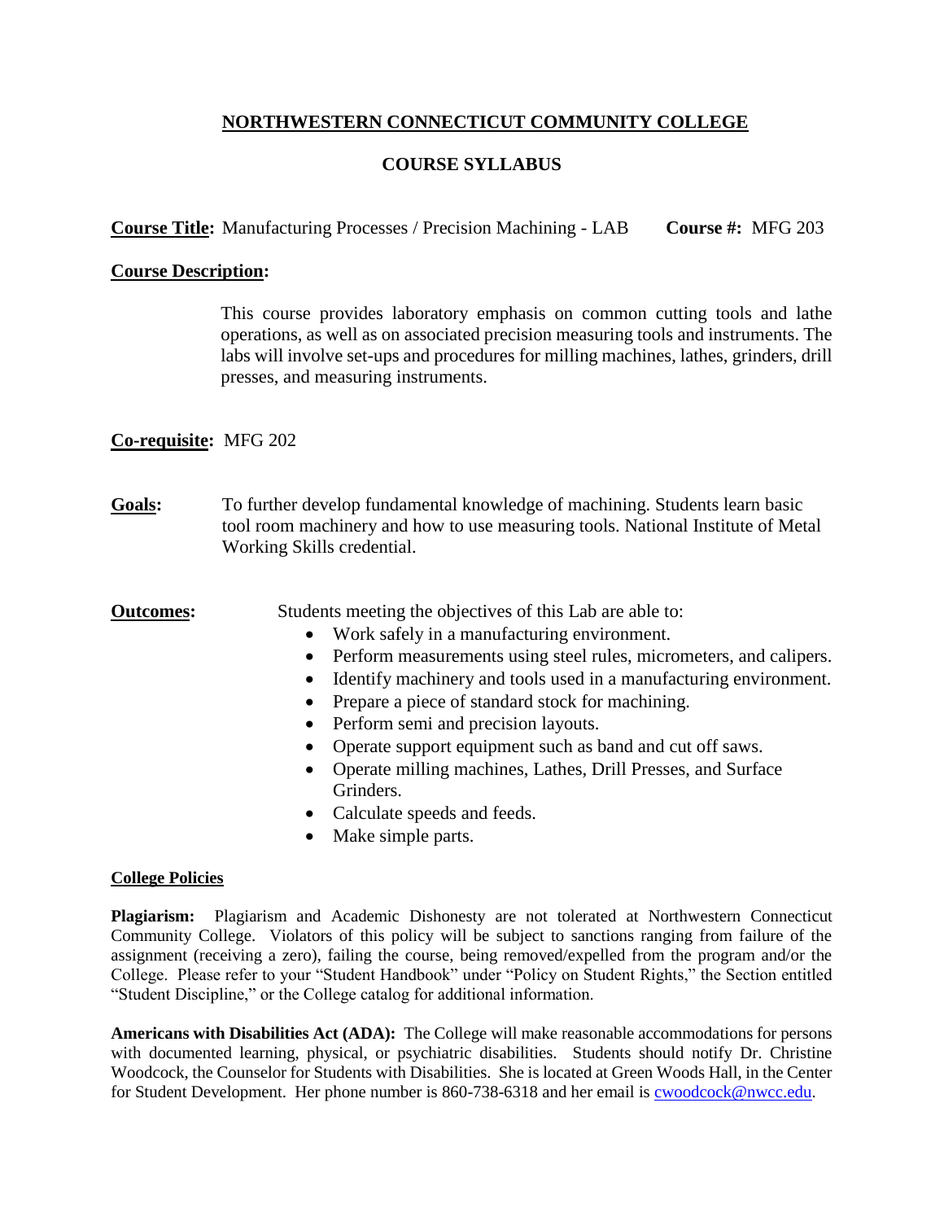# NORTHWESTERN CONNECTICUT COMMUNITY COLLEGE

## COURSE SYLLABUS

**Course Title:** Manufacturing Processes / Precision Machining - LAB **Course #:** MFG 203

**Course Description:**

This course provides laboratory emphasis on common cutting tools and lathe operations, as well as on associated precision measuring tools and instruments. The labs will involve set-ups and procedures for milling machines, lathes, grinders, drill presses, and measuring instruments.

**Co-requisite:** MFG 202

**Goals:** To further develop fundamental knowledge of machining. Students learn basic tool room machinery and how to use measuring tools. National Institute of Metal Working Skills credential.

**Outcomes:** Students meeting the objectives of this Lab are able to:

- Work safely in a manufacturing environment.
- Perform measurements using steel rules, micrometers, and calipers.
- Identify machinery and tools used in a manufacturing environment.
- Prepare a piece of standard stock for machining.
- Perform semi and precision layouts.
- Operate support equipment such as band and cut off saws.
- Operate milling machines, Lathes, Drill Presses, and Surface Grinders.
- Calculate speeds and feeds.
- Make simple parts.

**College Policies**

**Plagiarism:** Plagiarism and Academic Dishonesty are not tolerated at Northwestern Connecticut Community College. Violators of this policy will be subject to sanctions ranging from failure of the assignment (receiving a zero), failing the course, being removed/expelled from the program and/or the College. Please refer to your "Student Handbook" under "Policy on Student Rights," the Section entitled "Student Discipline," or the College catalog for additional information.

**Americans with Disabilities Act (ADA):** The College will make reasonable accommodations for persons with documented learning, physical, or psychiatric disabilities. Students should notify Dr. Christine Woodcock, the Counselor for Students with Disabilities. She is located at Green Woods Hall, in the Center for Student Development. Her phone number is 860-738-6318 and her email is cwoodcock@nwcc.edu.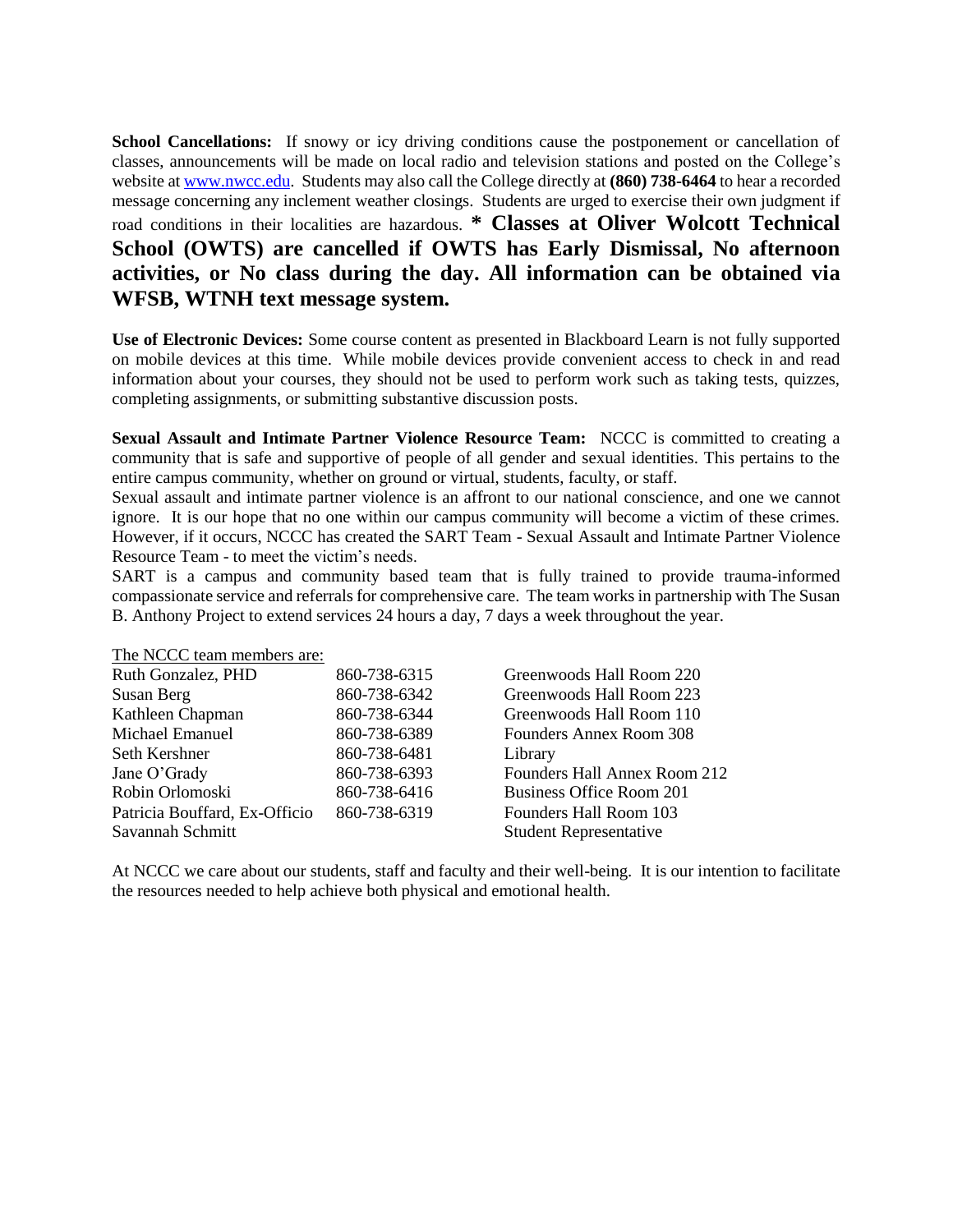**School Cancellations:** If snowy or icy driving conditions cause the postponement or cancellation of classes, announcements will be made on local radio and television stations and posted on the College's website at [www.nwcc.edu](http://www.nwcc.edu). Students may also call the College directly at **(860) 738-6464** to hear a recorded message concerning any inclement weather closings. Students are urged to exercise their own judgment if road conditions in their localities are hazardous. **\* Classes at Oliver Wolcott Technical School (OWTS) are cancelled if OWTS has Early Dismissal, No afternoon activities, or No class during the day. All information can be obtained via WFSB, WTNH text message system.**

**Use of Electronic Devices:** Some course content as presented in Blackboard Learn is not fully supported on mobile devices at this time. While mobile devices provide convenient access to check in and read information about your courses, they should not be used to perform work such as taking tests, quizzes, completing assignments, or submitting substantive discussion posts.

**Sexual Assault and Intimate Partner Violence Resource Team:** NCCC is committed to creating a community that is safe and supportive of people of all gender and sexual identities. This pertains to the entire campus community, whether on ground or virtual, students, faculty, or staff.

Sexual assault and intimate partner violence is an affront to our national conscience, and one we cannot ignore. It is our hope that no one within our campus community will become a victim of these crimes. However, if it occurs, NCCC has created the SART Team - Sexual Assault and Intimate Partner Violence Resource Team - to meet the victim's needs.

SART is a campus and community based team that is fully trained to provide trauma-informed compassionate service and referrals for comprehensive care. The team works in partnership with The Susan B. Anthony Project to extend services 24 hours a day, 7 days a week throughout the year.

The NCCC team members are:

| | | |
|---|---|---|
| Ruth Gonzalez, PHD | 860-738-6315 | Greenwoods Hall Room 220 |
| Susan Berg | 860-738-6342 | Greenwoods Hall Room 223 |
| Kathleen Chapman | 860-738-6344 | Greenwoods Hall Room 110 |
| Michael Emanuel | 860-738-6389 | Founders Annex Room 308 |
| Seth Kershner | 860-738-6481 | Library |
| Jane O'Grady | 860-738-6393 | Founders Hall Annex Room 212 |
| Robin Orlomoski | 860-738-6416 | Business Office Room 201 |
| Patricia Bouffard, Ex-Officio | 860-738-6319 | Founders Hall Room 103 |
| Savannah Schmitt | | Student Representative |

At NCCC we care about our students, staff and faculty and their well-being. It is our intention to facilitate the resources needed to help achieve both physical and emotional health.